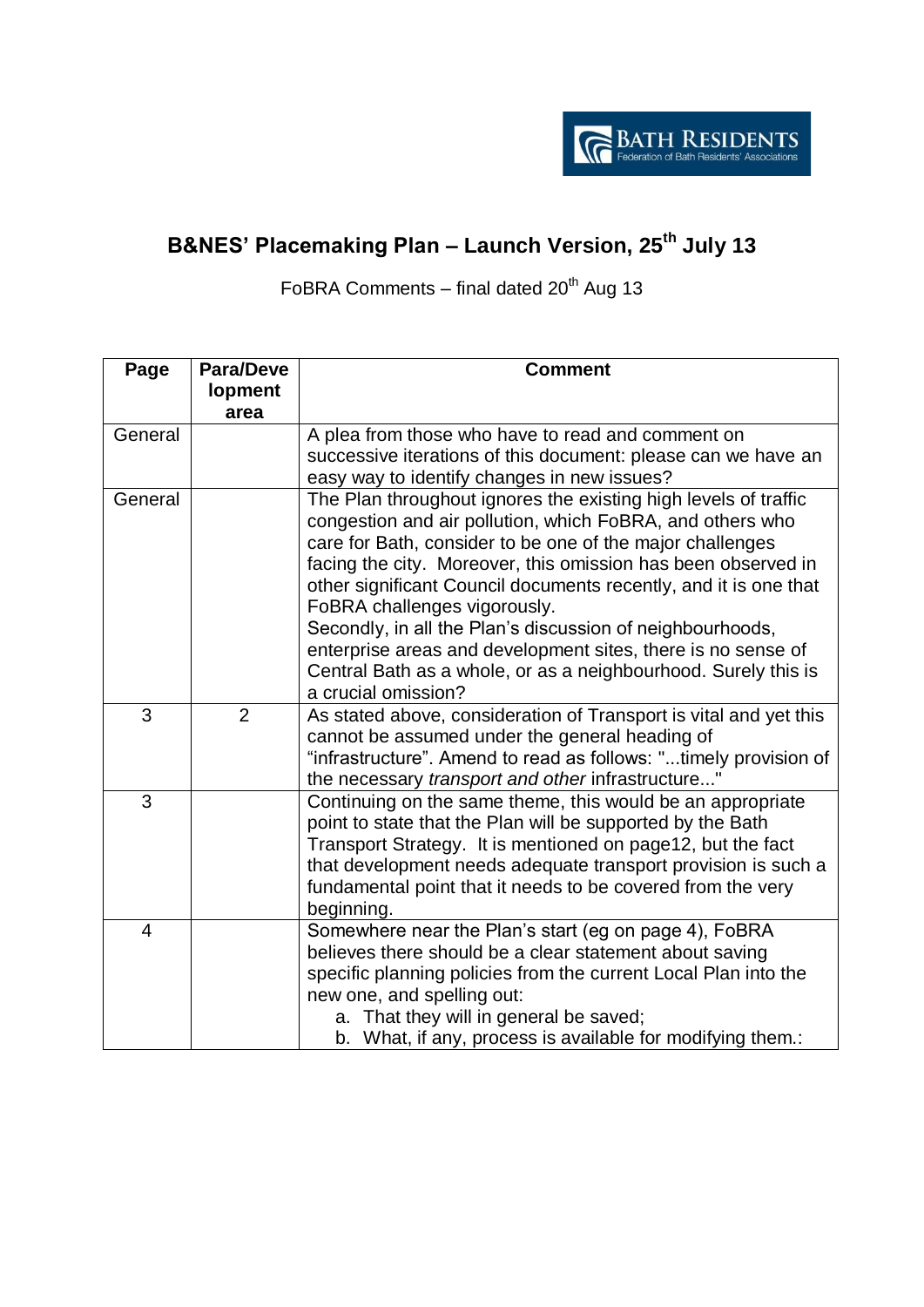BATH RESIDENTS
Federation of Bath Residents' Associations

# B&NES' Placemaking Plan – Launch Version, 25th July 13

FoBRA Comments – final dated 20th Aug 13

| Page | Para/Development area | Comment |
|---|---|---|
| General | | A plea from those who have to read and comment on successive iterations of this document: please can we have an easy way to identify changes in new issues? |
| General | | The Plan throughout ignores the existing high levels of traffic congestion and air pollution, which FoBRA, and others who care for Bath, consider to be one of the major challenges facing the city. Moreover, this omission has been observed in other significant Council documents recently, and it is one that FoBRA challenges vigorously.<br>Secondly, in all the Plan's discussion of neighbourhoods, enterprise areas and development sites, there is no sense of Central Bath as a whole, or as a neighbourhood. Surely this is a crucial omission? |
| 3 | 2 | As stated above, consideration of Transport is vital and yet this cannot be assumed under the general heading of "infrastructure". Amend to read as follows: "...timely provision of the necessary *transport and other* infrastructure..." |
| 3 | | Continuing on the same theme, this would be an appropriate point to state that the Plan will be supported by the Bath Transport Strategy. It is mentioned on page12, but the fact that development needs adequate transport provision is such a fundamental point that it needs to be covered from the very beginning. |
| 4 | | Somewhere near the Plan's start (eg on page 4), FoBRA believes there should be a clear statement about saving specific planning policies from the current Local Plan into the new one, and spelling out:<br>a. That they will in general be saved;<br>b. What, if any, process is available for modifying them.: |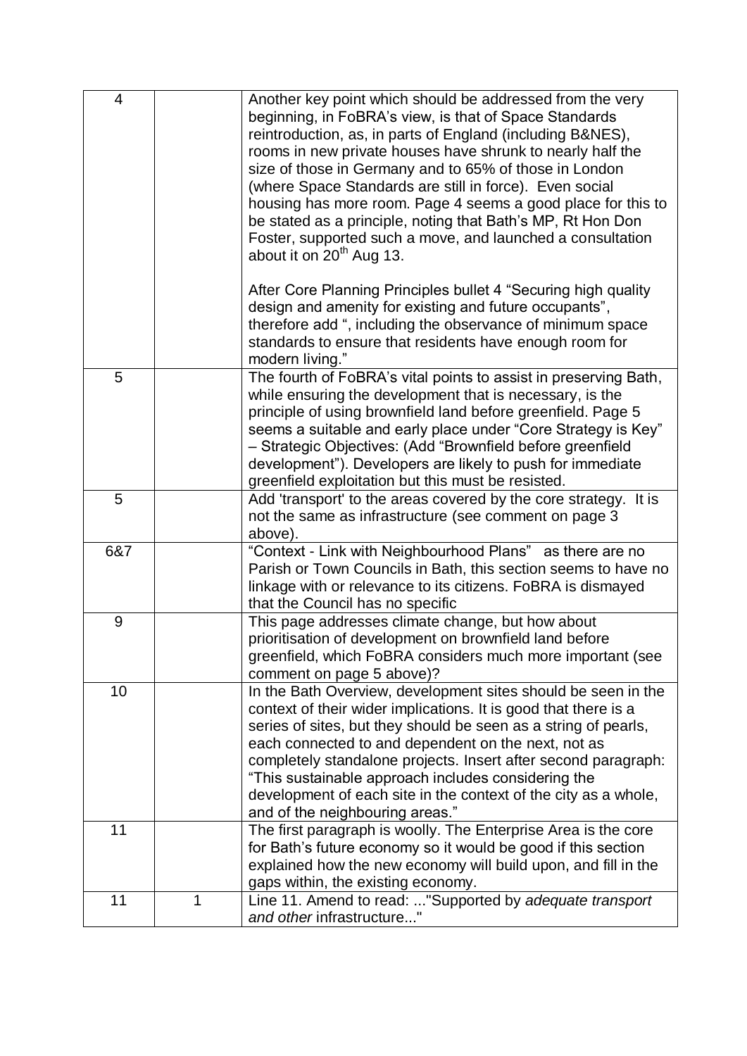| | | |
|---|---|---|
| 4 | | Another key point which should be addressed from the very beginning, in FoBRA's view, is that of Space Standards reintroduction, as, in parts of England (including B&NES), rooms in new private houses have shrunk to nearly half the size of those in Germany and to 65% of those in London (where Space Standards are still in force). Even social housing has more room. Page 4 seems a good place for this to be stated as a principle, noting that Bath's MP, Rt Hon Don Foster, supported such a move, and launched a consultation about it on 20th Aug 13.<br><br>After Core Planning Principles bullet 4 "Securing high quality design and amenity for existing and future occupants", therefore add ", including the observance of minimum space standards to ensure that residents have enough room for modern living." |
| 5 | | The fourth of FoBRA's vital points to assist in preserving Bath, while ensuring the development that is necessary, is the principle of using brownfield land before greenfield. Page 5 seems a suitable and early place under "Core Strategy is Key" – Strategic Objectives: (Add "Brownfield before greenfield development"). Developers are likely to push for immediate greenfield exploitation but this must be resisted. |
| 5 | | Add 'transport' to the areas covered by the core strategy. It is not the same as infrastructure (see comment on page 3 above). |
| 6&7 | | "Context - Link with Neighbourhood Plans" as there are no Parish or Town Councils in Bath, this section seems to have no linkage with or relevance to its citizens. FoBRA is dismayed that the Council has no specific |
| 9 | | This page addresses climate change, but how about prioritisation of development on brownfield land before greenfield, which FoBRA considers much more important (see comment on page 5 above)? |
| 10 | | In the Bath Overview, development sites should be seen in the context of their wider implications. It is good that there is a series of sites, but they should be seen as a string of pearls, each connected to and dependent on the next, not as completely standalone projects. Insert after second paragraph: "This sustainable approach includes considering the development of each site in the context of the city as a whole, and of the neighbouring areas." |
| 11 | | The first paragraph is woolly. The Enterprise Area is the core for Bath's future economy so it would be good if this section explained how the new economy will build upon, and fill in the gaps within, the existing economy. |
| 11 | 1 | Line 11. Amend to read: ..."Supported by *adequate transport and other* infrastructure..." |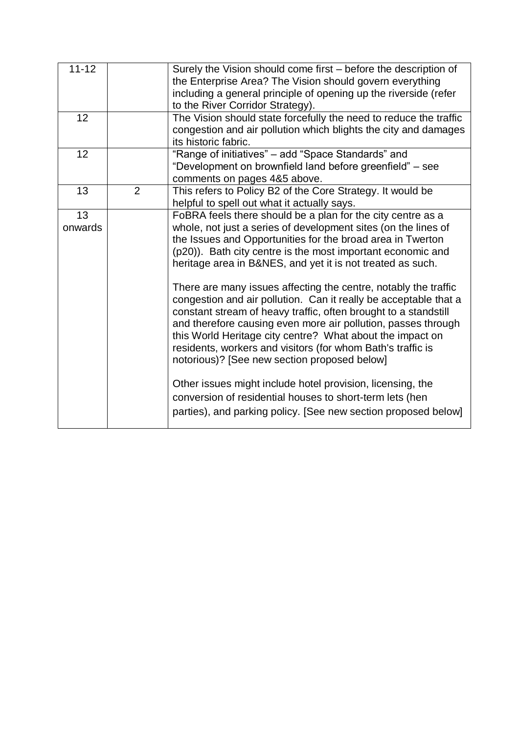| | | |
|---|---|---|
| 11-12 | | Surely the Vision should come first – before the description of the Enterprise Area? The Vision should govern everything including a general principle of opening up the riverside (refer to the River Corridor Strategy). |
| 12 | | The Vision should state forcefully the need to reduce the traffic congestion and air pollution which blights the city and damages its historic fabric. |
| 12 | | "Range of initiatives" – add "Space Standards" and "Development on brownfield land before greenfield" – see comments on pages 4&5 above. |
| 13 | 2 | This refers to Policy B2 of the Core Strategy. It would be helpful to spell out what it actually says. |
| 13 onwards | | FoBRA feels there should be a plan for the city centre as a whole, not just a series of development sites (on the lines of the Issues and Opportunities for the broad area in Twerton (p20)). Bath city centre is the most important economic and heritage area in B&NES, and yet it is not treated as such.<br><br>There are many issues affecting the centre, notably the traffic congestion and air pollution. Can it really be acceptable that a constant stream of heavy traffic, often brought to a standstill and therefore causing even more air pollution, passes through this World Heritage city centre? What about the impact on residents, workers and visitors (for whom Bath's traffic is notorious)? [See new section proposed below]<br><br>Other issues might include hotel provision, licensing, the conversion of residential houses to short-term lets (hen parties), and parking policy. [See new section proposed below] |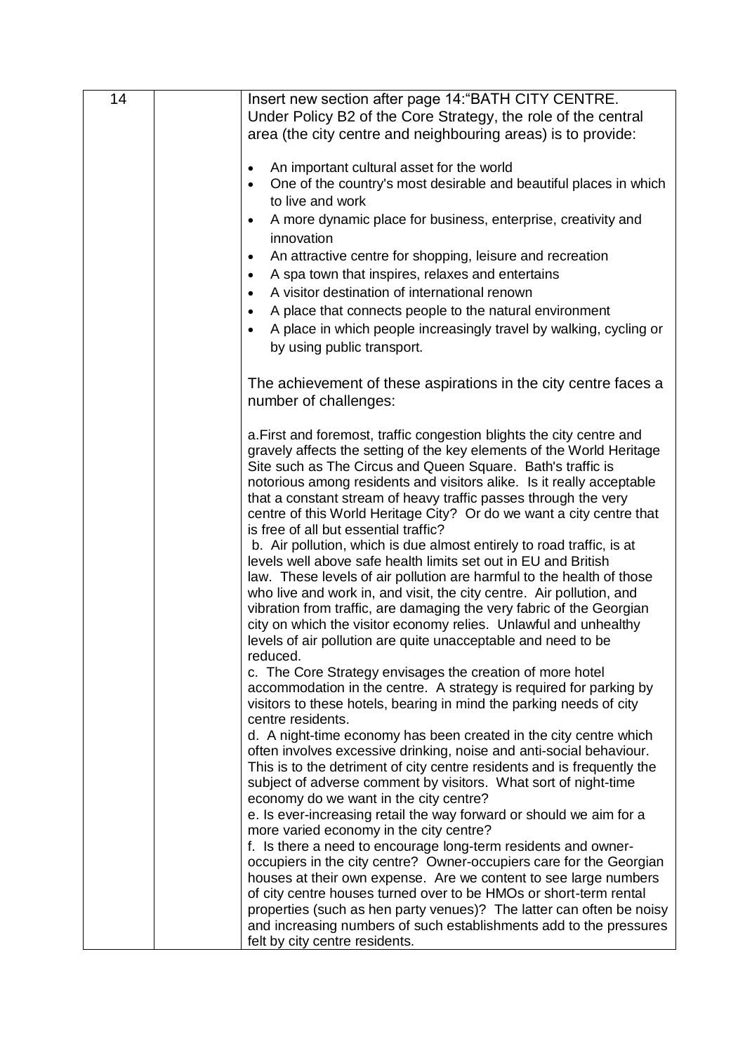| 14 | | Insert new section after page 14:"BATH CITY CENTRE.<br>Under Policy B2 of the Core Strategy, the role of the central area (the city centre and neighbouring areas) is to provide:<br><br>• An important cultural asset for the world<br>• One of the country's most desirable and beautiful places in which to live and work<br>• A more dynamic place for business, enterprise, creativity and innovation<br>• An attractive centre for shopping, leisure and recreation<br>• A spa town that inspires, relaxes and entertains<br>• A visitor destination of international renown<br>• A place that connects people to the natural environment<br>• A place in which people increasingly travel by walking, cycling or by using public transport.<br><br>The achievement of these aspirations in the city centre faces a number of challenges:<br><br>a.First and foremost, traffic congestion blights the city centre and gravely affects the setting of the key elements of the World Heritage Site such as The Circus and Queen Square. Bath's traffic is notorious among residents and visitors alike. Is it really acceptable that a constant stream of heavy traffic passes through the very centre of this World Heritage City? Or do we want a city centre that is free of all but essential traffic?<br>b. Air pollution, which is due almost entirely to road traffic, is at levels well above safe health limits set out in EU and British law. These levels of air pollution are harmful to the health of those who live and work in, and visit, the city centre. Air pollution, and vibration from traffic, are damaging the very fabric of the Georgian city on which the visitor economy relies. Unlawful and unhealthy levels of air pollution are quite unacceptable and need to be reduced.<br>c. The Core Strategy envisages the creation of more hotel accommodation in the centre. A strategy is required for parking by visitors to these hotels, bearing in mind the parking needs of city centre residents.<br>d. A night-time economy has been created in the city centre which often involves excessive drinking, noise and anti-social behaviour. This is to the detriment of city centre residents and is frequently the subject of adverse comment by visitors. What sort of night-time economy do we want in the city centre?<br>e. Is ever-increasing retail the way forward or should we aim for a more varied economy in the city centre?<br>f. Is there a need to encourage long-term residents and owner-occupiers in the city centre? Owner-occupiers care for the Georgian houses at their own expense. Are we content to see large numbers of city centre houses turned over to be HMOs or short-term rental properties (such as hen party venues)? The latter can often be noisy and increasing numbers of such establishments add to the pressures felt by city centre residents. |
|---|---|---|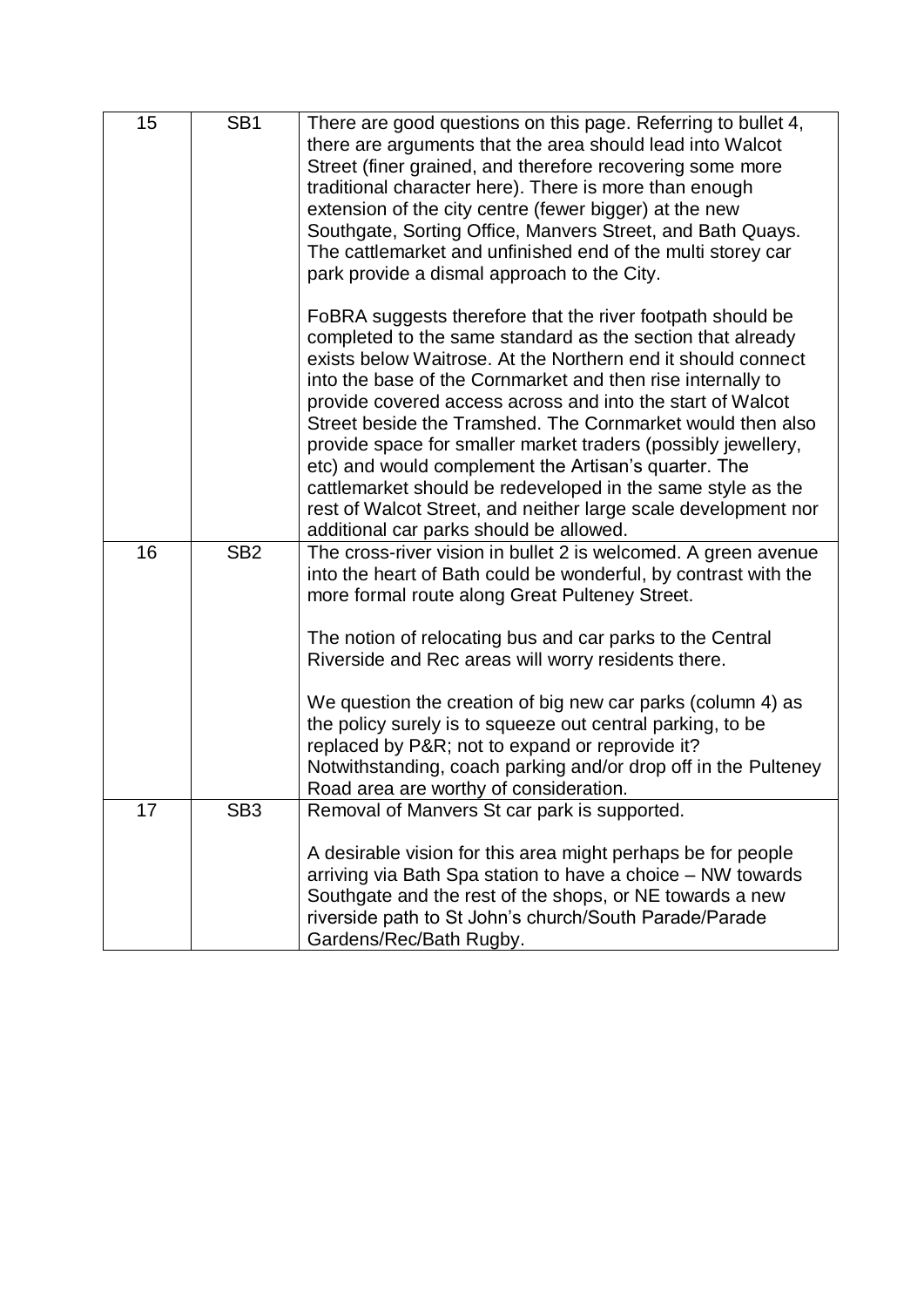| 15 | SB1 | There are good questions on this page. Referring to bullet 4, there are arguments that the area should lead into Walcot Street (finer grained, and therefore recovering some more traditional character here). There is more than enough extension of the city centre (fewer bigger) at the new Southgate, Sorting Office, Manvers Street, and Bath Quays. The cattlemarket and unfinished end of the multi storey car park provide a dismal approach to the City.<br><br>FoBRA suggests therefore that the river footpath should be completed to the same standard as the section that already exists below Waitrose. At the Northern end it should connect into the base of the Cornmarket and then rise internally to provide covered access across and into the start of Walcot Street beside the Tramshed. The Cornmarket would then also provide space for smaller market traders (possibly jewellery, etc) and would complement the Artisan's quarter. The cattlemarket should be redeveloped in the same style as the rest of Walcot Street, and neither large scale development nor additional car parks should be allowed. |
|---|---|---|
| 16 | SB2 | The cross-river vision in bullet 2 is welcomed. A green avenue into the heart of Bath could be wonderful, by contrast with the more formal route along Great Pulteney Street.<br><br>The notion of relocating bus and car parks to the Central Riverside and Rec areas will worry residents there.<br><br>We question the creation of big new car parks (column 4) as the policy surely is to squeeze out central parking, to be replaced by P&R; not to expand or reprovide it? Notwithstanding, coach parking and/or drop off in the Pulteney Road area are worthy of consideration. |
| 17 | SB3 | Removal of Manvers St car park is supported.<br><br>A desirable vision for this area might perhaps be for people arriving via Bath Spa station to have a choice – NW towards Southgate and the rest of the shops, or NE towards a new riverside path to St John's church/South Parade/Parade Gardens/Rec/Bath Rugby. |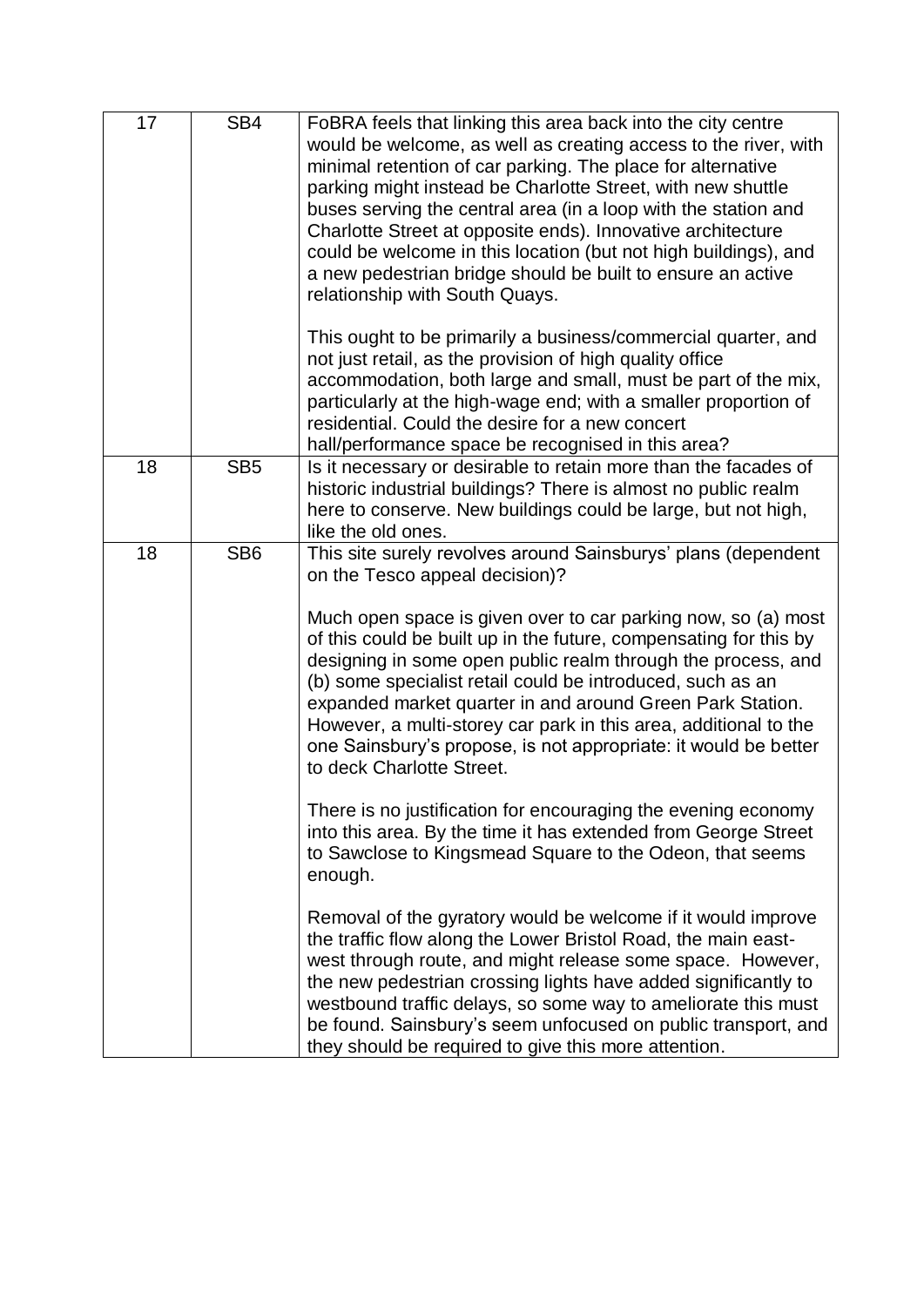| | | |
|---|---|---|
| 17 | SB4 | FoBRA feels that linking this area back into the city centre would be welcome, as well as creating access to the river, with minimal retention of car parking. The place for alternative parking might instead be Charlotte Street, with new shuttle buses serving the central area (in a loop with the station and Charlotte Street at opposite ends). Innovative architecture could be welcome in this location (but not high buildings), and a new pedestrian bridge should be built to ensure an active relationship with South Quays.<br><br>This ought to be primarily a business/commercial quarter, and not just retail, as the provision of high quality office accommodation, both large and small, must be part of the mix, particularly at the high-wage end; with a smaller proportion of residential. Could the desire for a new concert hall/performance space be recognised in this area? |
| 18 | SB5 | Is it necessary or desirable to retain more than the facades of historic industrial buildings? There is almost no public realm here to conserve. New buildings could be large, but not high, like the old ones. |
| 18 | SB6 | This site surely revolves around Sainsburys' plans (dependent on the Tesco appeal decision)?<br><br>Much open space is given over to car parking now, so (a) most of this could be built up in the future, compensating for this by designing in some open public realm through the process, and (b) some specialist retail could be introduced, such as an expanded market quarter in and around Green Park Station. However, a multi-storey car park in this area, additional to the one Sainsbury's propose, is not appropriate: it would be better to deck Charlotte Street.<br><br>There is no justification for encouraging the evening economy into this area. By the time it has extended from George Street to Sawclose to Kingsmead Square to the Odeon, that seems enough.<br><br>Removal of the gyratory would be welcome if it would improve the traffic flow along the Lower Bristol Road, the main east-west through route, and might release some space. However, the new pedestrian crossing lights have added significantly to westbound traffic delays, so some way to ameliorate this must be found. Sainsbury's seem unfocused on public transport, and they should be required to give this more attention. |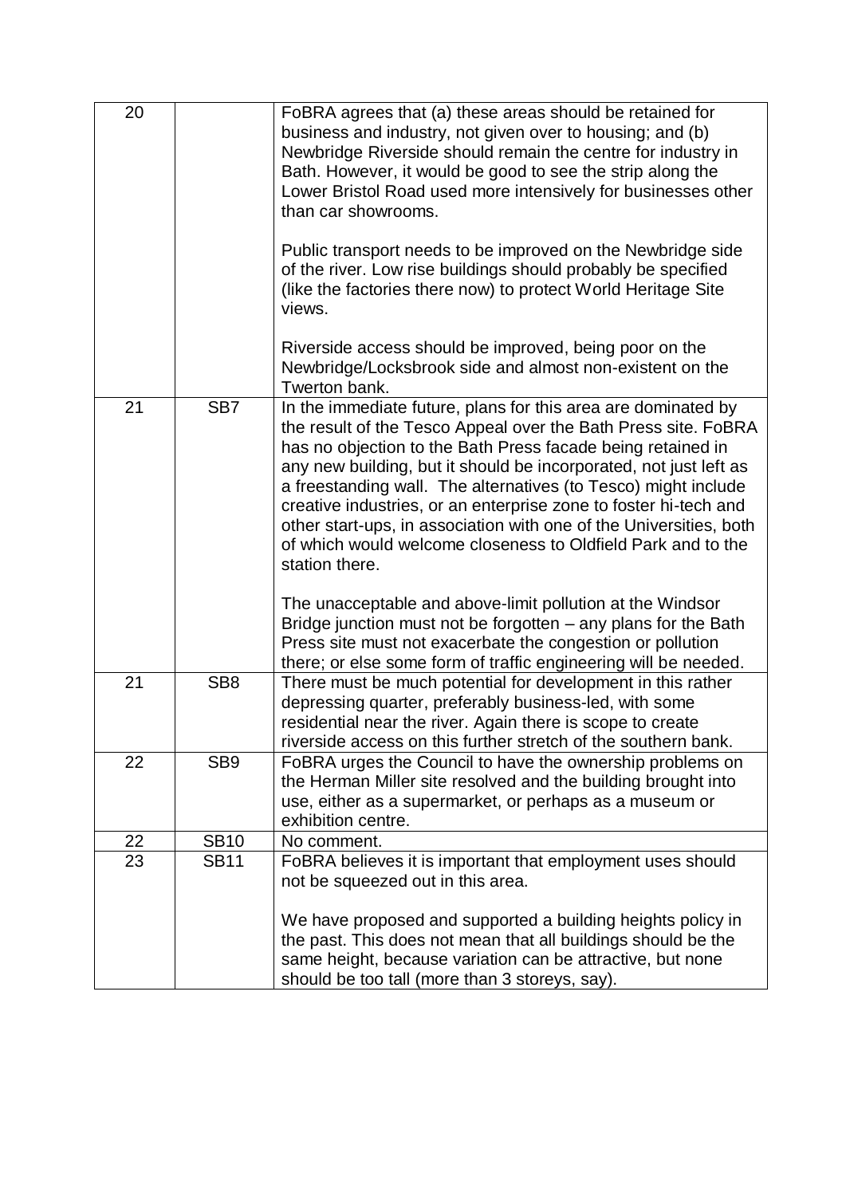| 20 | | FoBRA agrees that (a) these areas should be retained for business and industry, not given over to housing; and (b) Newbridge Riverside should remain the centre for industry in Bath. However, it would be good to see the strip along the Lower Bristol Road used more intensively for businesses other than car showrooms.<br><br>Public transport needs to be improved on the Newbridge side of the river. Low rise buildings should probably be specified (like the factories there now) to protect World Heritage Site views.<br><br>Riverside access should be improved, being poor on the Newbridge/Locksbrook side and almost non-existent on the Twerton bank. |
|---|---|---|
| 21 | SB7 | In the immediate future, plans for this area are dominated by the result of the Tesco Appeal over the Bath Press site. FoBRA has no objection to the Bath Press facade being retained in any new building, but it should be incorporated, not just left as a freestanding wall. The alternatives (to Tesco) might include creative industries, or an enterprise zone to foster hi-tech and other start-ups, in association with one of the Universities, both of which would welcome closeness to Oldfield Park and to the station there.<br><br>The unacceptable and above-limit pollution at the Windsor Bridge junction must not be forgotten – any plans for the Bath Press site must not exacerbate the congestion or pollution there; or else some form of traffic engineering will be needed. |
| 21 | SB8 | There must be much potential for development in this rather depressing quarter, preferably business-led, with some residential near the river. Again there is scope to create riverside access on this further stretch of the southern bank. |
| 22 | SB9 | FoBRA urges the Council to have the ownership problems on the Herman Miller site resolved and the building brought into use, either as a supermarket, or perhaps as a museum or exhibition centre. |
| 22 | SB10 | No comment. |
| 23 | SB11 | FoBRA believes it is important that employment uses should not be squeezed out in this area.<br><br>We have proposed and supported a building heights policy in the past. This does not mean that all buildings should be the same height, because variation can be attractive, but none should be too tall (more than 3 storeys, say). |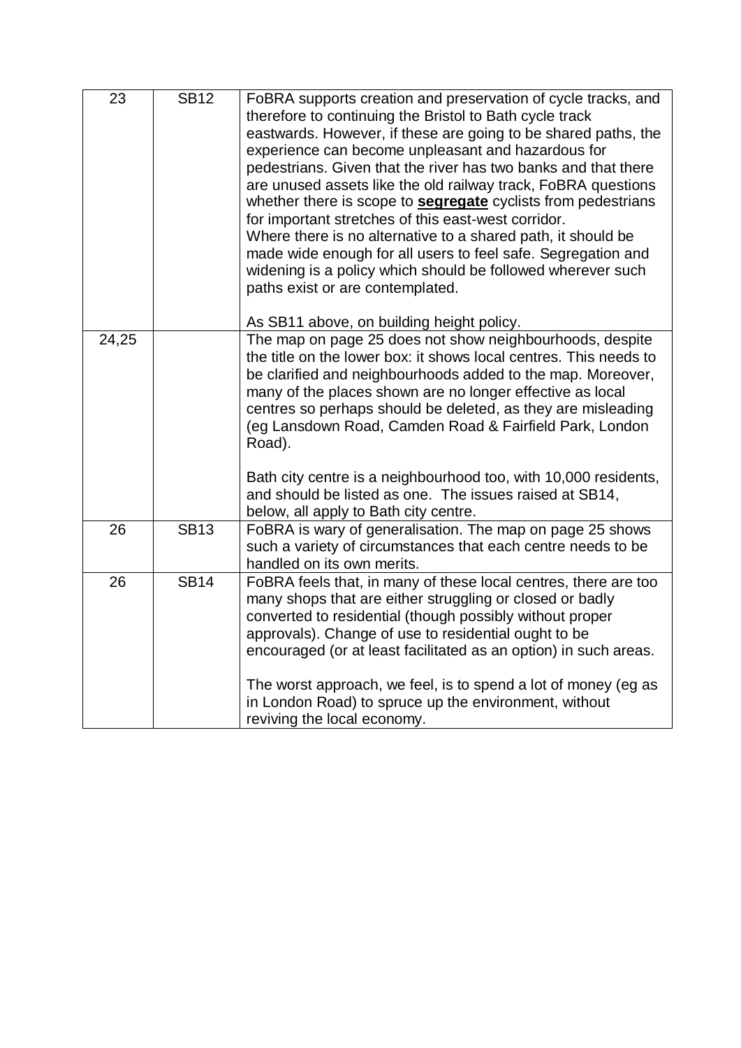| 23 | SB12 | FoBRA supports creation and preservation of cycle tracks, and therefore to continuing the Bristol to Bath cycle track eastwards. However, if these are going to be shared paths, the experience can become unpleasant and hazardous for pedestrians. Given that the river has two banks and that there are unused assets like the old railway track, FoBRA questions whether there is scope to **segregate** cyclists from pedestrians for important stretches of this east-west corridor.<br>Where there is no alternative to a shared path, it should be made wide enough for all users to feel safe. Segregation and widening is a policy which should be followed wherever such paths exist or are contemplated.<br><br>As SB11 above, on building height policy. |
|---|---|---|
| 24,25 | | The map on page 25 does not show neighbourhoods, despite the title on the lower box: it shows local centres. This needs to be clarified and neighbourhoods added to the map. Moreover, many of the places shown are no longer effective as local centres so perhaps should be deleted, as they are misleading (eg Lansdown Road, Camden Road & Fairfield Park, London Road).<br><br>Bath city centre is a neighbourhood too, with 10,000 residents, and should be listed as one. The issues raised at SB14, below, all apply to Bath city centre. |
| 26 | SB13 | FoBRA is wary of generalisation. The map on page 25 shows such a variety of circumstances that each centre needs to be handled on its own merits. |
| 26 | SB14 | FoBRA feels that, in many of these local centres, there are too many shops that are either struggling or closed or badly converted to residential (though possibly without proper approvals). Change of use to residential ought to be encouraged (or at least facilitated as an option) in such areas.<br><br>The worst approach, we feel, is to spend a lot of money (eg as in London Road) to spruce up the environment, without reviving the local economy. |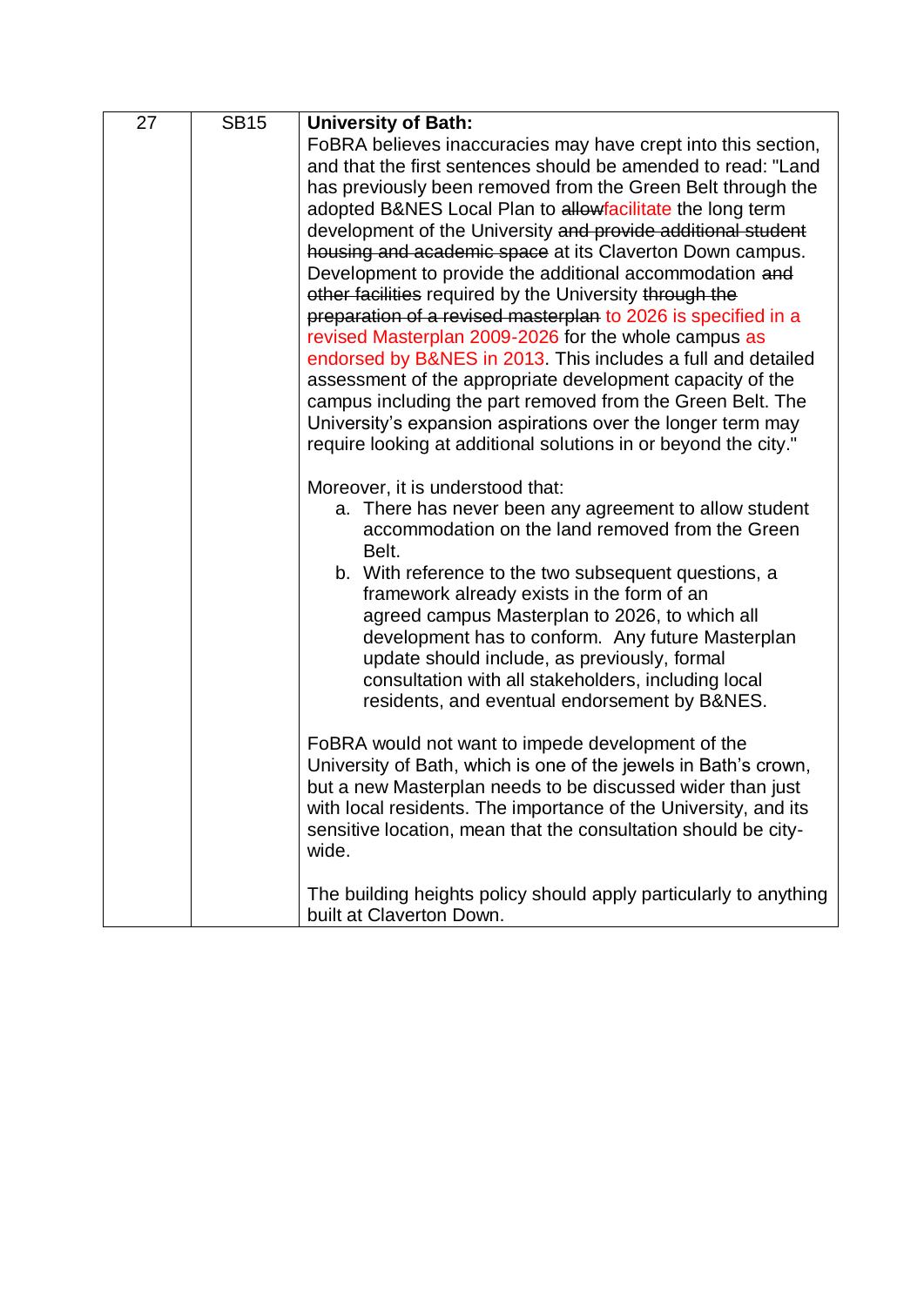| 27 | SB15 | **University of Bath:**<br>FoBRA believes inaccuracies may have crept into this section, and that the first sentences should be amended to read: "Land has previously been removed from the Green Belt through the adopted B&NES Local Plan to ~~allow~~facilitate the long term development of the University ~~and provide additional student housing and academic space~~ at its Claverton Down campus. Development to provide the additional accommodation ~~and other facilities~~ required by the University ~~through the preparation of a revised masterplan~~ to 2026 is specified in a revised Masterplan 2009-2026 for the whole campus as endorsed by B&NES in 2013. This includes a full and detailed assessment of the appropriate development capacity of the campus including the part removed from the Green Belt. The University's expansion aspirations over the longer term may require looking at additional solutions in or beyond the city."<br><br>Moreover, it is understood that:<br>a. There has never been any agreement to allow student accommodation on the land removed from the Green Belt.<br>b. With reference to the two subsequent questions, a framework already exists in the form of an agreed campus Masterplan to 2026, to which all development has to conform. Any future Masterplan update should include, as previously, formal consultation with all stakeholders, including local residents, and eventual endorsement by B&NES.<br><br>FoBRA would not want to impede development of the University of Bath, which is one of the jewels in Bath's crown, but a new Masterplan needs to be discussed wider than just with local residents. The importance of the University, and its sensitive location, mean that the consultation should be city-wide.<br><br>The building heights policy should apply particularly to anything built at Claverton Down. |
|---|---|---|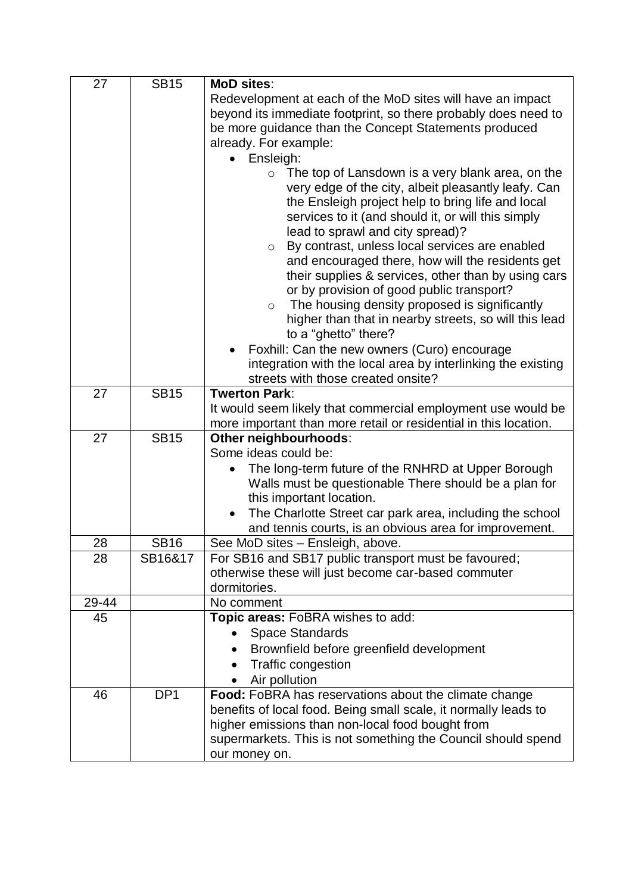| 27 | SB15 | **MoD sites**:<br>Redevelopment at each of the MoD sites will have an impact beyond its immediate footprint, so there probably does need to be more guidance than the Concept Statements produced already. For example:<br>• Ensleigh:<br>  ○ The top of Lansdown is a very blank area, on the very edge of the city, albeit pleasantly leafy. Can the Ensleigh project help to bring life and local services to it (and should it, or will this simply lead to sprawl and city spread)?<br>  ○ By contrast, unless local services are enabled and encouraged there, how will the residents get their supplies & services, other than by using cars or by provision of good public transport?<br>  ○ The housing density proposed is significantly higher than that in nearby streets, so will this lead to a "ghetto" there?<br>• Foxhill: Can the new owners (Curo) encourage integration with the local area by interlinking the existing streets with those created onsite? |
|---|---|---|
| 27 | SB15 | **Twerton Park**:<br>It would seem likely that commercial employment use would be more important than more retail or residential in this location. |
| 27 | SB15 | **Other neighbourhoods**:<br>Some ideas could be:<br>• The long-term future of the RNHRD at Upper Borough Walls must be questionable There should be a plan for this important location.<br>• The Charlotte Street car park area, including the school and tennis courts, is an obvious area for improvement. |
| 28 | SB16 | See MoD sites – Ensleigh, above. |
| 28 | SB16&17 | For SB16 and SB17 public transport must be favoured; otherwise these will just become car-based commuter dormitories. |
| 29-44 | | No comment |
| 45 | | **Topic areas:** FoBRA wishes to add:<br>• Space Standards<br>• Brownfield before greenfield development<br>• Traffic congestion<br>• Air pollution |
| 46 | DP1 | **Food:** FoBRA has reservations about the climate change benefits of local food. Being small scale, it normally leads to higher emissions than non-local food bought from supermarkets. This is not something the Council should spend our money on. |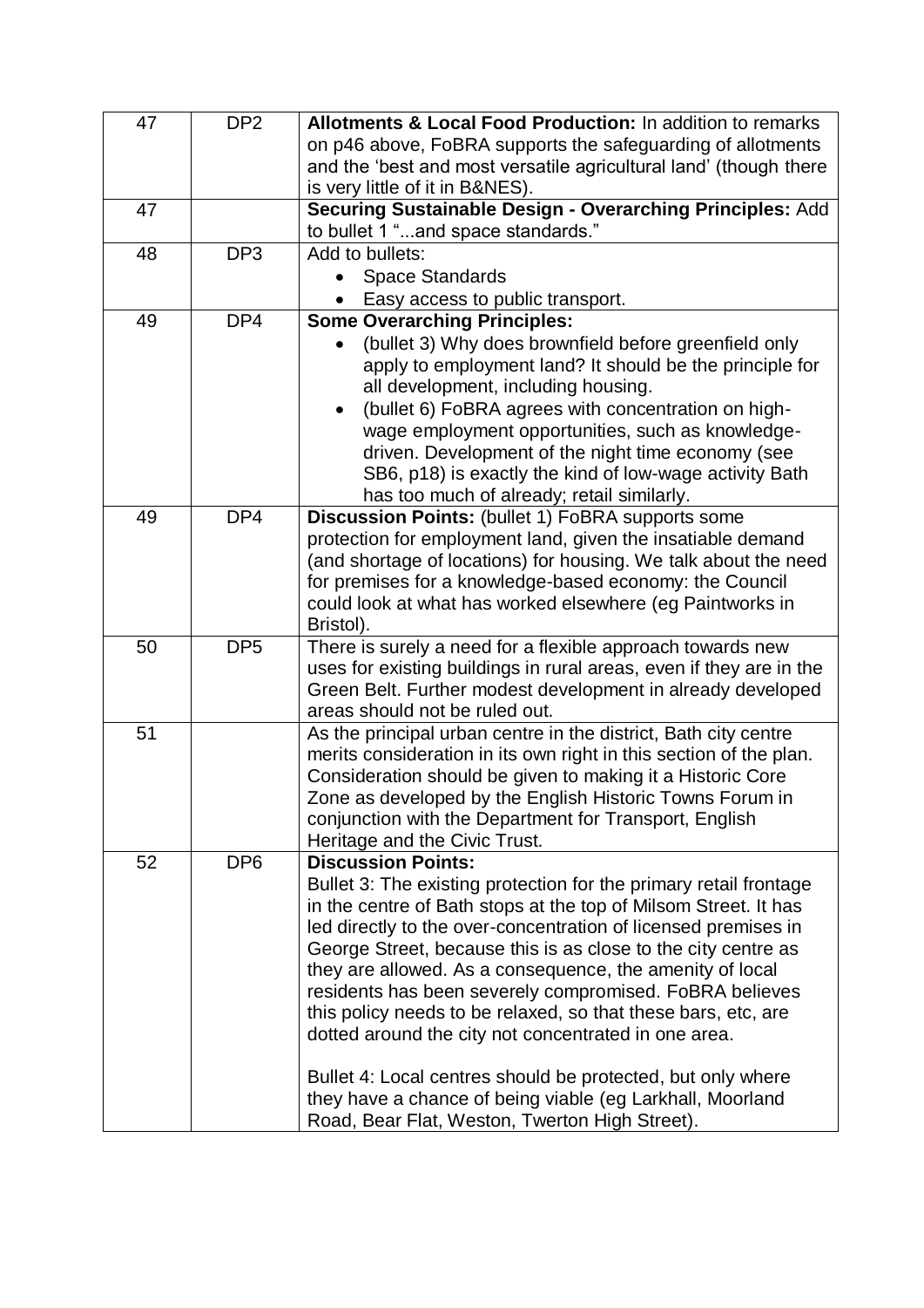| 47 | DP2 | **Allotments & Local Food Production:** In addition to remarks on p46 above, FoBRA supports the safeguarding of allotments and the 'best and most versatile agricultural land' (though there is very little of it in B&NES). |
|---|---|---|
| 47 | | **Securing Sustainable Design - Overarching Principles:** Add to bullet 1 "...and space standards." |
| 48 | DP3 | Add to bullets:<br>• Space Standards<br>• Easy access to public transport. |
| 49 | DP4 | **Some Overarching Principles:**<br>• (bullet 3) Why does brownfield before greenfield only apply to employment land? It should be the principle for all development, including housing.<br>• (bullet 6) FoBRA agrees with concentration on high-wage employment opportunities, such as knowledge-driven. Development of the night time economy (see SB6, p18) is exactly the kind of low-wage activity Bath has too much of already; retail similarly. |
| 49 | DP4 | **Discussion Points:** (bullet 1) FoBRA supports some protection for employment land, given the insatiable demand (and shortage of locations) for housing. We talk about the need for premises for a knowledge-based economy: the Council could look at what has worked elsewhere (eg Paintworks in Bristol). |
| 50 | DP5 | There is surely a need for a flexible approach towards new uses for existing buildings in rural areas, even if they are in the Green Belt. Further modest development in already developed areas should not be ruled out. |
| 51 | | As the principal urban centre in the district, Bath city centre merits consideration in its own right in this section of the plan. Consideration should be given to making it a Historic Core Zone as developed by the English Historic Towns Forum in conjunction with the Department for Transport, English Heritage and the Civic Trust. |
| 52 | DP6 | **Discussion Points:**<br>Bullet 3: The existing protection for the primary retail frontage in the centre of Bath stops at the top of Milsom Street. It has led directly to the over-concentration of licensed premises in George Street, because this is as close to the city centre as they are allowed. As a consequence, the amenity of local residents has been severely compromised. FoBRA believes this policy needs to be relaxed, so that these bars, etc, are dotted around the city not concentrated in one area.<br><br>Bullet 4: Local centres should be protected, but only where they have a chance of being viable (eg Larkhall, Moorland Road, Bear Flat, Weston, Twerton High Street). |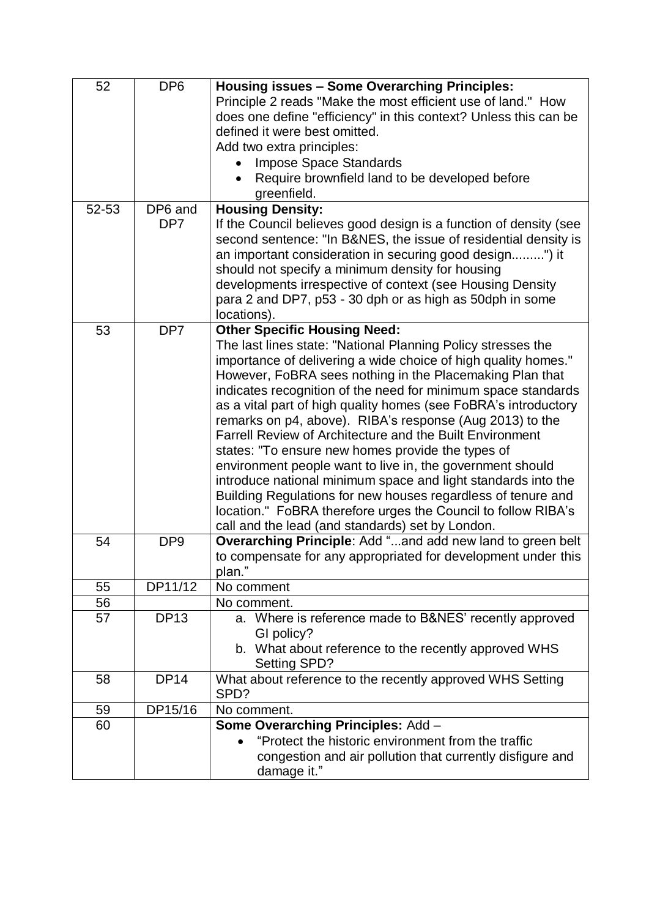| | | |
|---|---|---|
| 52 | DP6 | **Housing issues – Some Overarching Principles:**<br>Principle 2 reads "Make the most efficient use of land." How does one define "efficiency" in this context? Unless this can be defined it were best omitted.<br>Add two extra principles:<br>• Impose Space Standards<br>• Require brownfield land to be developed before greenfield. |
| 52-53 | DP6 and DP7 | **Housing Density:**<br>If the Council believes good design is a function of density (see second sentence: "In B&NES, the issue of residential density is an important consideration in securing good design.........") it should not specify a minimum density for housing developments irrespective of context (see Housing Density para 2 and DP7, p53 - 30 dph or as high as 50dph in some locations). |
| 53 | DP7 | **Other Specific Housing Need:**<br>The last lines state: "National Planning Policy stresses the importance of delivering a wide choice of high quality homes." However, FoBRA sees nothing in the Placemaking Plan that indicates recognition of the need for minimum space standards as a vital part of high quality homes (see FoBRA's introductory remarks on p4, above). RIBA's response (Aug 2013) to the Farrell Review of Architecture and the Built Environment states: "To ensure new homes provide the types of environment people want to live in, the government should introduce national minimum space and light standards into the Building Regulations for new houses regardless of tenure and location." FoBRA therefore urges the Council to follow RIBA's call and the lead (and standards) set by London. |
| 54 | DP9 | **Overarching Principle**: Add "...and add new land to green belt to compensate for any appropriated for development under this plan." |
| 55 | DP11/12 | No comment |
| 56 | | No comment. |
| 57 | DP13 | a. Where is reference made to B&NES' recently approved GI policy?<br>b. What about reference to the recently approved WHS Setting SPD? |
| 58 | DP14 | What about reference to the recently approved WHS Setting SPD? |
| 59 | DP15/16 | No comment. |
| 60 | | **Some Overarching Principles:** Add –<br>• "Protect the historic environment from the traffic congestion and air pollution that currently disfigure and damage it." |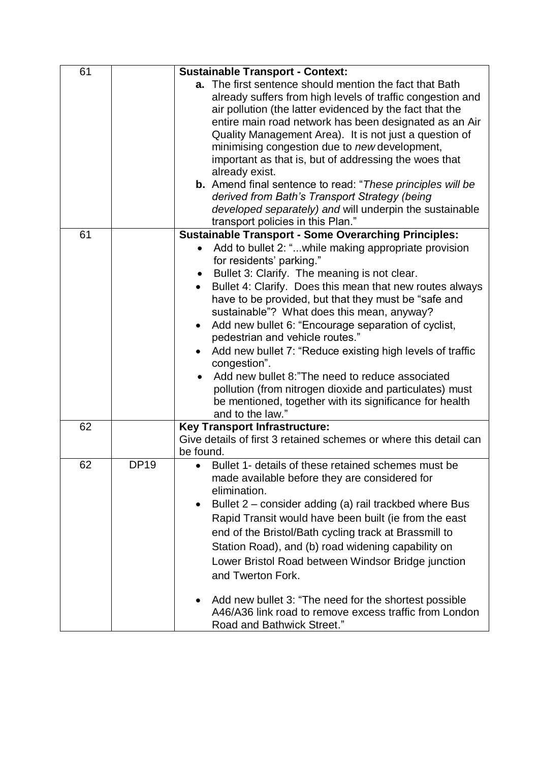| | | |
|---|---|---|
| 61 | | **Sustainable Transport - Context:**<br>**a.** The first sentence should mention the fact that Bath already suffers from high levels of traffic congestion and air pollution (the latter evidenced by the fact that the entire main road network has been designated as an Air Quality Management Area). It is not just a question of minimising congestion due to *new* development, important as that is, but of addressing the woes that already exist.<br>**b.** Amend final sentence to read: "*These principles will be derived from Bath's Transport Strategy (being developed separately) and* will underpin the sustainable transport policies in this Plan." |
| 61 | | **Sustainable Transport - Some Overarching Principles:**<br>• Add to bullet 2: "...while making appropriate provision for residents' parking."<br>• Bullet 3: Clarify. The meaning is not clear.<br>• Bullet 4: Clarify. Does this mean that new routes always have to be provided, but that they must be "safe and sustainable"? What does this mean, anyway?<br>• Add new bullet 6: "Encourage separation of cyclist, pedestrian and vehicle routes."<br>• Add new bullet 7: "Reduce existing high levels of traffic congestion".<br>• Add new bullet 8:"The need to reduce associated pollution (from nitrogen dioxide and particulates) must be mentioned, together with its significance for health and to the law." |
| 62 | | **Key Transport Infrastructure:**<br>Give details of first 3 retained schemes or where this detail can be found. |
| 62 | DP19 | • Bullet 1- details of these retained schemes must be made available before they are considered for elimination.<br>• Bullet 2 – consider adding (a) rail trackbed where Bus Rapid Transit would have been built (ie from the east end of the Bristol/Bath cycling track at Brassmill to Station Road), and (b) road widening capability on Lower Bristol Road between Windsor Bridge junction and Twerton Fork.<br>• Add new bullet 3: "The need for the shortest possible A46/A36 link road to remove excess traffic from London Road and Bathwick Street." |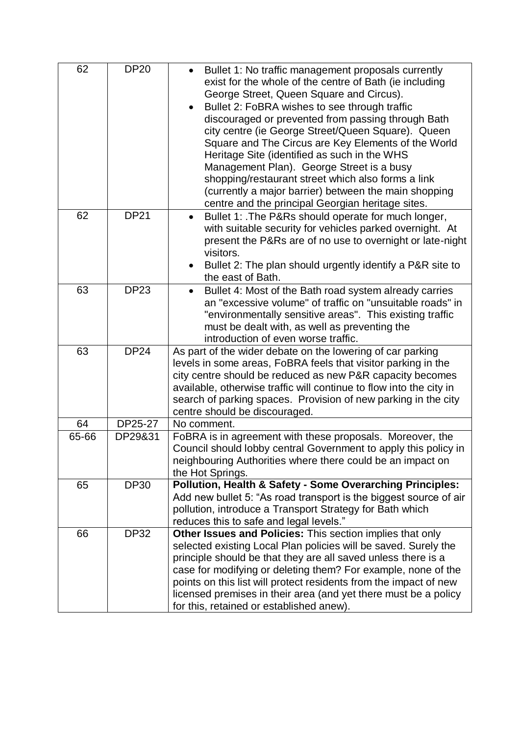| 62 | DP20 | • Bullet 1: No traffic management proposals currently exist for the whole of the centre of Bath (ie including George Street, Queen Square and Circus).<br>• Bullet 2: FoBRA wishes to see through traffic discouraged or prevented from passing through Bath city centre (ie George Street/Queen Square). Queen Square and The Circus are Key Elements of the World Heritage Site (identified as such in the WHS Management Plan). George Street is a busy shopping/restaurant street which also forms a link (currently a major barrier) between the main shopping centre and the principal Georgian heritage sites. |
|---|---|---|
| 62 | DP21 | • Bullet 1: .The P&Rs should operate for much longer, with suitable security for vehicles parked overnight. At present the P&Rs are of no use to overnight or late-night visitors.<br>• Bullet 2: The plan should urgently identify a P&R site to the east of Bath. |
| 63 | DP23 | • Bullet 4: Most of the Bath road system already carries an "excessive volume" of traffic on "unsuitable roads" in "environmentally sensitive areas". This existing traffic must be dealt with, as well as preventing the introduction of even worse traffic. |
| 63 | DP24 | As part of the wider debate on the lowering of car parking levels in some areas, FoBRA feels that visitor parking in the city centre should be reduced as new P&R capacity becomes available, otherwise traffic will continue to flow into the city in search of parking spaces. Provision of new parking in the city centre should be discouraged. |
| 64 | DP25-27 | No comment. |
| 65-66 | DP29&31 | FoBRA is in agreement with these proposals. Moreover, the Council should lobby central Government to apply this policy in neighbouring Authorities where there could be an impact on the Hot Springs. |
| 65 | DP30 | **Pollution, Health & Safety - Some Overarching Principles:** Add new bullet 5: "As road transport is the biggest source of air pollution, introduce a Transport Strategy for Bath which reduces this to safe and legal levels." |
| 66 | DP32 | **Other Issues and Policies:** This section implies that only selected existing Local Plan policies will be saved. Surely the principle should be that they are all saved unless there is a case for modifying or deleting them? For example, none of the points on this list will protect residents from the impact of new licensed premises in their area (and yet there must be a policy for this, retained or established anew). |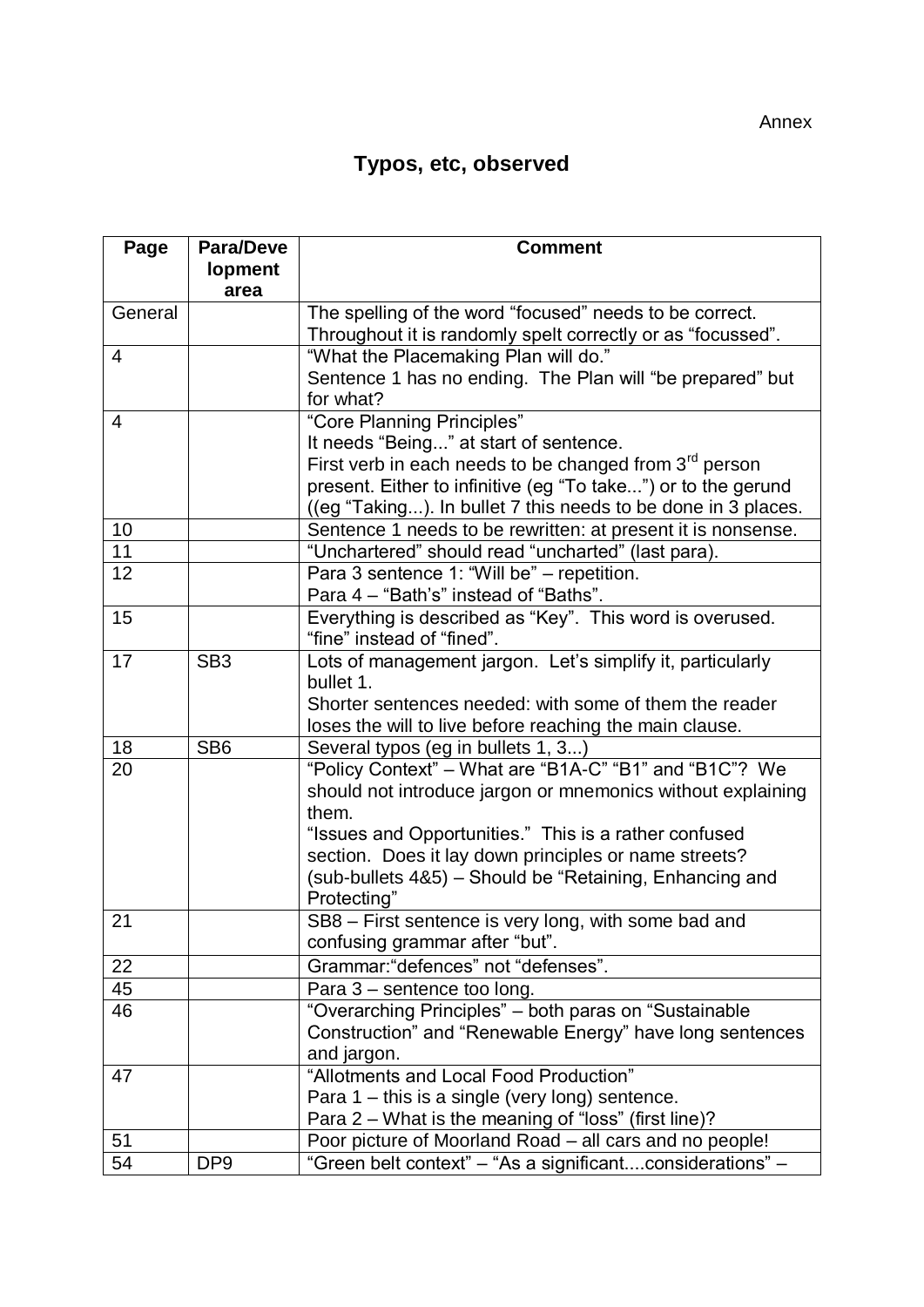Annex

# Typos, etc, observed

| Page | Para/Development area | Comment |
|---|---|---|
| General | | The spelling of the word "focused" needs to be correct. Throughout it is randomly spelt correctly or as "focussed". |
| 4 | | "What the Placemaking Plan will do." Sentence 1 has no ending. The Plan will "be prepared" but for what? |
| 4 | | "Core Planning Principles" It needs "Being..." at start of sentence. First verb in each needs to be changed from 3rd person present. Either to infinitive (eg "To take...") or to the gerund ((eg "Taking..."). In bullet 7 this needs to be done in 3 places. |
| 10 | | Sentence 1 needs to be rewritten: at present it is nonsense. |
| 11 | | "Unchartered" should read "uncharted" (last para). |
| 12 | | Para 3 sentence 1: "Will be" – repetition. Para 4 – "Bath's" instead of "Baths". |
| 15 | | Everything is described as "Key". This word is overused. "fine" instead of "fined". |
| 17 | SB3 | Lots of management jargon. Let's simplify it, particularly bullet 1. Shorter sentences needed: with some of them the reader loses the will to live before reaching the main clause. |
| 18 | SB6 | Several typos (eg in bullets 1, 3...) |
| 20 | | "Policy Context" – What are "B1A-C" "B1" and "B1C"? We should not introduce jargon or mnemonics without explaining them. "Issues and Opportunities." This is a rather confused section. Does it lay down principles or name streets? (sub-bullets 4&5) – Should be "Retaining, Enhancing and Protecting" |
| 21 | | SB8 – First sentence is very long, with some bad and confusing grammar after "but". |
| 22 | | Grammar:"defences" not "defenses". |
| 45 | | Para 3 – sentence too long. |
| 46 | | "Overarching Principles" – both paras on "Sustainable Construction" and "Renewable Energy" have long sentences and jargon. |
| 47 | | "Allotments and Local Food Production" Para 1 – this is a single (very long) sentence. Para 2 – What is the meaning of "loss" (first line)? |
| 51 | | Poor picture of Moorland Road – all cars and no people! |
| 54 | DP9 | "Green belt context" – "As a significant....considerations" – |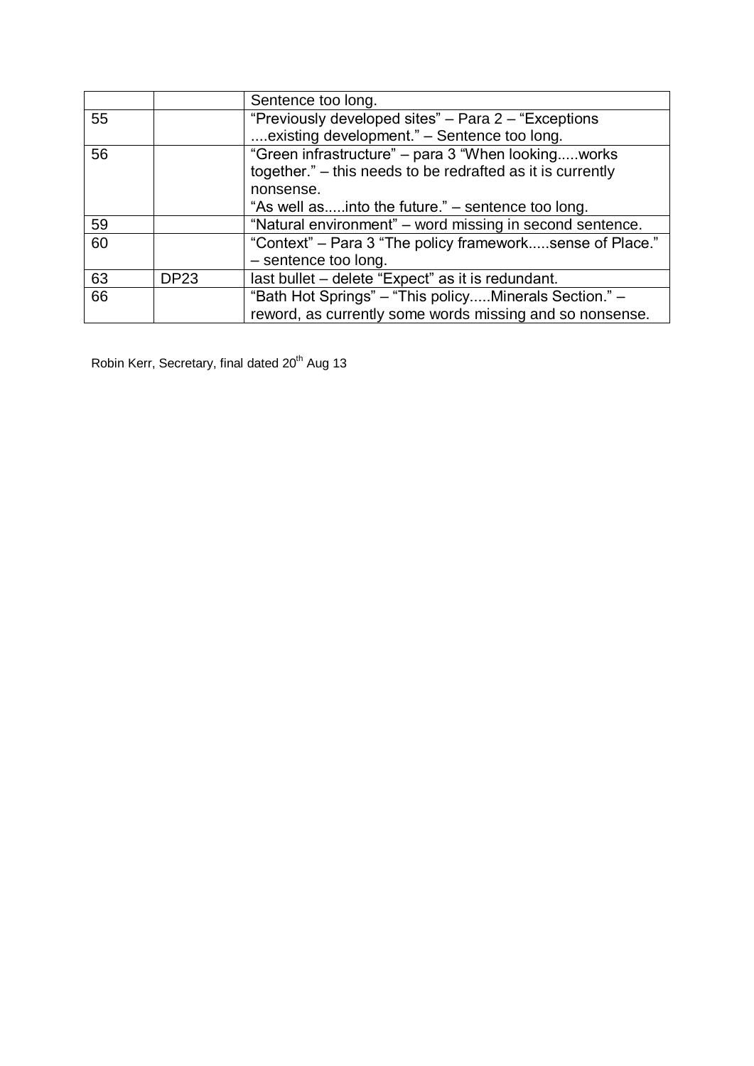| | | |
|---|---|---|
| | | Sentence too long. |
| 55 | | "Previously developed sites" – Para 2 – "Exceptions ....existing development." – Sentence too long. |
| 56 | | "Green infrastructure" – para 3 "When looking.....works together." – this needs to be redrafted as it is currently nonsense.<br>"As well as.....into the future." – sentence too long. |
| 59 | | "Natural environment" – word missing in second sentence. |
| 60 | | "Context" – Para 3 "The policy framework.....sense of Place." – sentence too long. |
| 63 | DP23 | last bullet – delete "Expect" as it is redundant. |
| 66 | | "Bath Hot Springs" – "This policy.....Minerals Section." – reword, as currently some words missing and so nonsense. |

Robin Kerr, Secretary, final dated 20th Aug 13